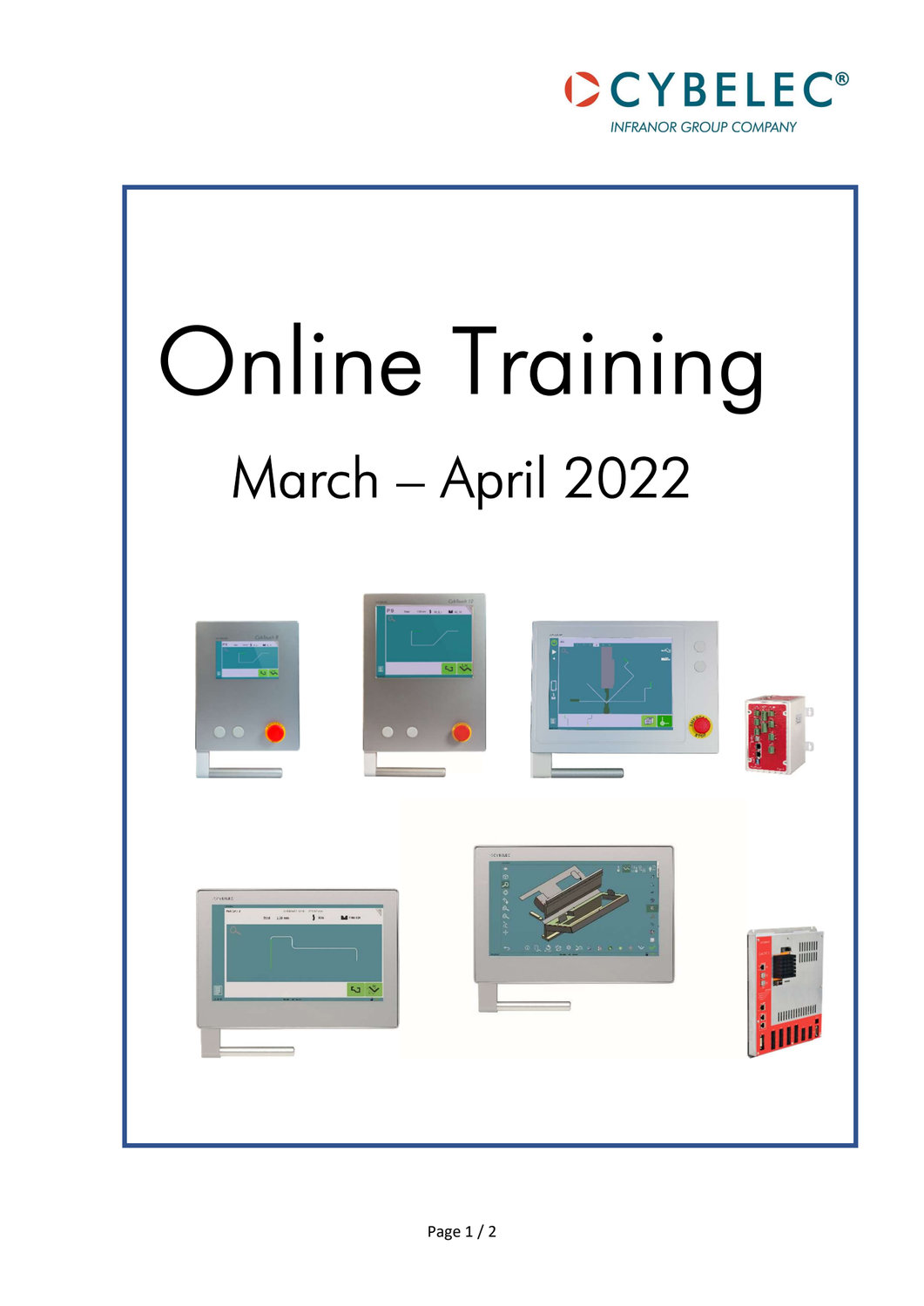CYBELEC®
INFRANOR GROUP COMPANY

# Online Training

## March – April 2022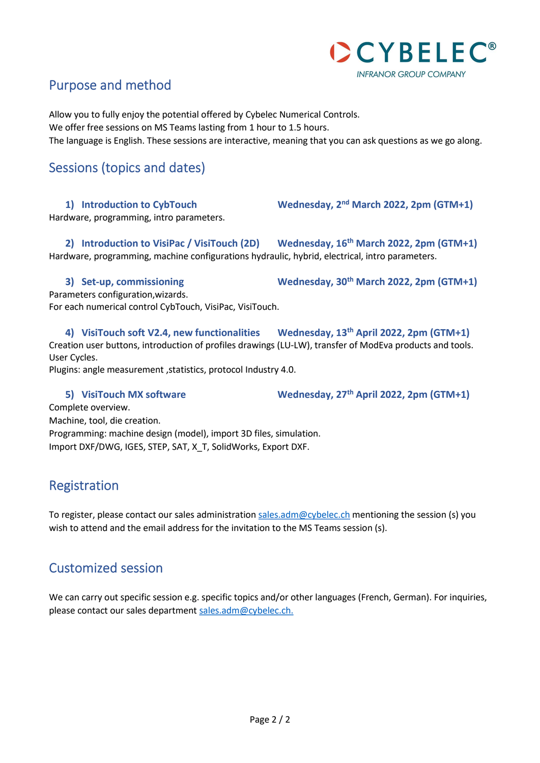CYBELEC®
INFRANOR GROUP COMPANY

## Purpose and method

Allow you to fully enjoy the potential offered by Cybelec Numerical Controls.
We offer free sessions on MS Teams lasting from 1 hour to 1.5 hours.
The language is English. These sessions are interactive, meaning that you can ask questions as we go along.

## Sessions (topics and dates)

**1) Introduction to CybTouch** **Wednesday, 2nd March 2022, 2pm (GTM+1)**
Hardware, programming, intro parameters.

**2) Introduction to VisiPac / VisiTouch (2D)** **Wednesday, 16th March 2022, 2pm (GTM+1)**
Hardware, programming, machine configurations hydraulic, hybrid, electrical, intro parameters.

**3) Set-up, commissioning** **Wednesday, 30th March 2022, 2pm (GTM+1)**
Parameters configuration,wizards.
For each numerical control CybTouch, VisiPac, VisiTouch.

**4) VisiTouch soft V2.4, new functionalities** **Wednesday, 13th April 2022, 2pm (GTM+1)**
Creation user buttons, introduction of profiles drawings (LU-LW), transfer of ModEva products and tools.
User Cycles.
Plugins: angle measurement ,statistics, protocol Industry 4.0.

**5) VisiTouch MX software** **Wednesday, 27th April 2022, 2pm (GTM+1)**
Complete overview.
Machine, tool, die creation.
Programming: machine design (model), import 3D files, simulation.
Import DXF/DWG, IGES, STEP, SAT, X_T, SolidWorks, Export DXF.

## Registration

To register, please contact our sales administration sales.adm@cybelec.ch mentioning the session (s) you wish to attend and the email address for the invitation to the MS Teams session (s).

## Customized session

We can carry out specific session e.g. specific topics and/or other languages (French, German). For inquiries, please contact our sales department sales.adm@cybelec.ch.